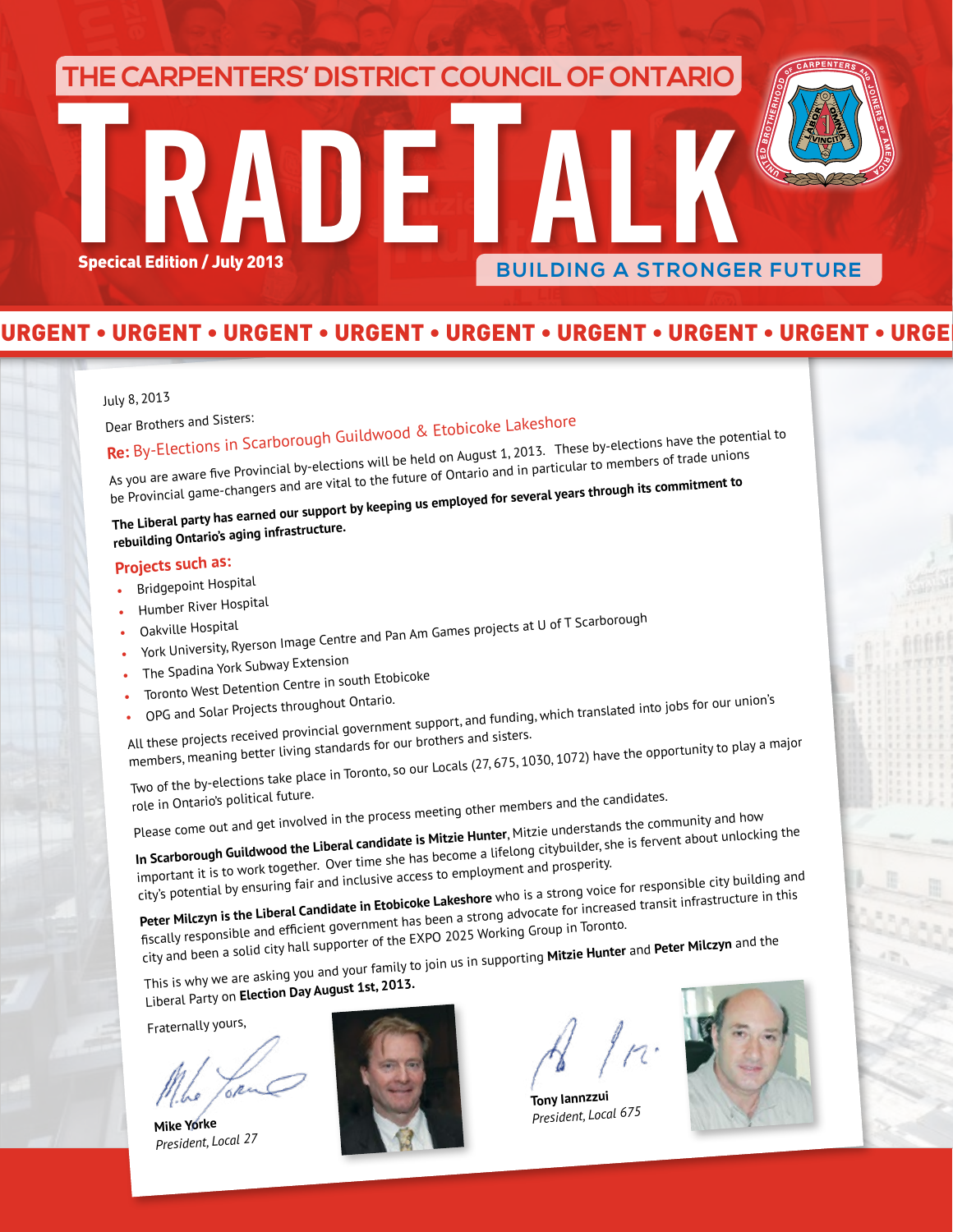THE CARPENTERS' DISTRICT COUNCIL OF ONTARIO

# TRADETALK

**Special Edition / July 2013**

BUILDING A STRONGER FUTURE

URGENT • URGENT • URGENT • URGENT • URGENT • URGENT • URGENT • URGENT • URGE

July 8, 2013

Dear Brothers and Sisters:

**Re:** By-Elections in Scarborough Guildwood & Etobicoke Lakeshore

As you are aware five Provincial by-elections will be held on August 1, 2013. These by-elections have the potential to be Provincial game-changers and are vital to the future of Ontario and in particular to members of trade unions

**The Liberal party has earned our support by keeping us employed for several years through its commitment to rebuilding Ontario's aging infrastructure.**

**Projects such as:**

- Bridgepoint Hospital
- Humber River Hospital
- Oakville Hospital
- York University, Ryerson Image Centre and Pan Am Games projects at U of T Scarborough
- The Spadina York Subway Extension
- Toronto West Detention Centre in south Etobicoke
- OPG and Solar Projects throughout Ontario.

All these projects received provincial government support, and funding, which translated into jobs for our union's members, meaning better living standards for our brothers and sisters.

Two of the by-elections take place in Toronto, so our Locals (27, 675, 1030, 1072) have the opportunity to play a major role in Ontario's political future.

Please come out and get involved in the process meeting other members and the candidates.

**In Scarborough Guildwood the Liberal candidate is Mitzie Hunter**, Mitzie understands the community and how important it is to work together. Over time she has become a lifelong citybuilder, she is fervent about unlocking the city's potential by ensuring fair and inclusive access to employment and prosperity.

**Peter Milczyn is the Liberal Candidate in Etobicoke Lakeshore** who is a strong voice for responsible city building and fiscally responsible and efficient government has been a strong advocate for increased transit infrastructure in this city and been a solid city hall supporter of the EXPO 2025 Working Group in Toronto.

This is why we are asking you and your family to join us in supporting **Mitzie Hunter** and **Peter Milczyn** and the Liberal Party on **Election Day August 1st, 2013.**

Fraternally yours,

**Mike Yorke**
*President, Local 27*

**Tony Iannzzui**
*President, Local 675*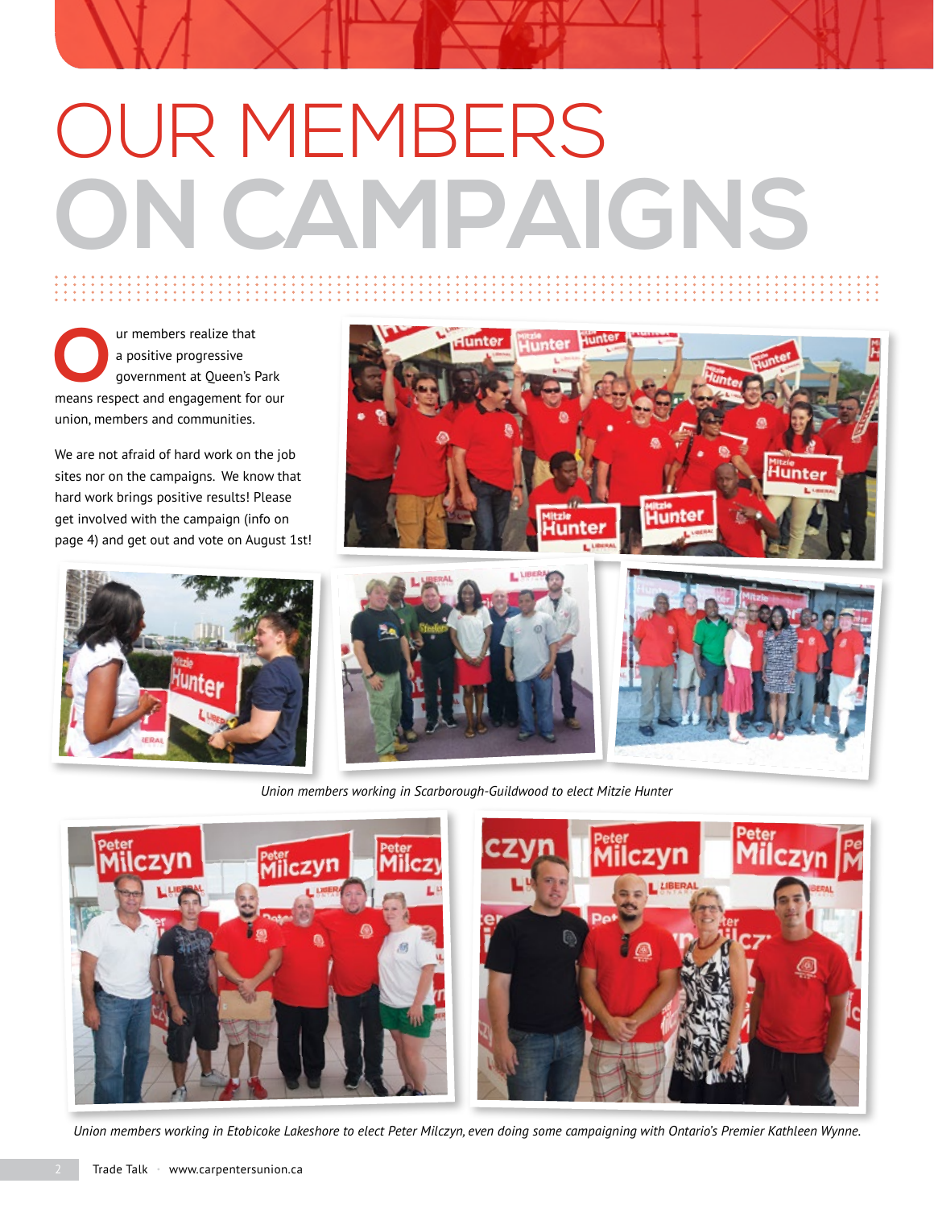# OUR MEMBERS ON CAMPAIGNS

Our members realize that a positive progressive government at Queen's Park means respect and engagement for our union, members and communities.

We are not afraid of hard work on the job sites nor on the campaigns. We know that hard work brings positive results! Please get involved with the campaign (info on page 4) and get out and vote on August 1st!

*Union members working in Scarborough-Guildwood to elect Mitzie Hunter*

*Union members working in Etobicoke Lakeshore to elect Peter Milczyn, even doing some campaigning with Ontario's Premier Kathleen Wynne.*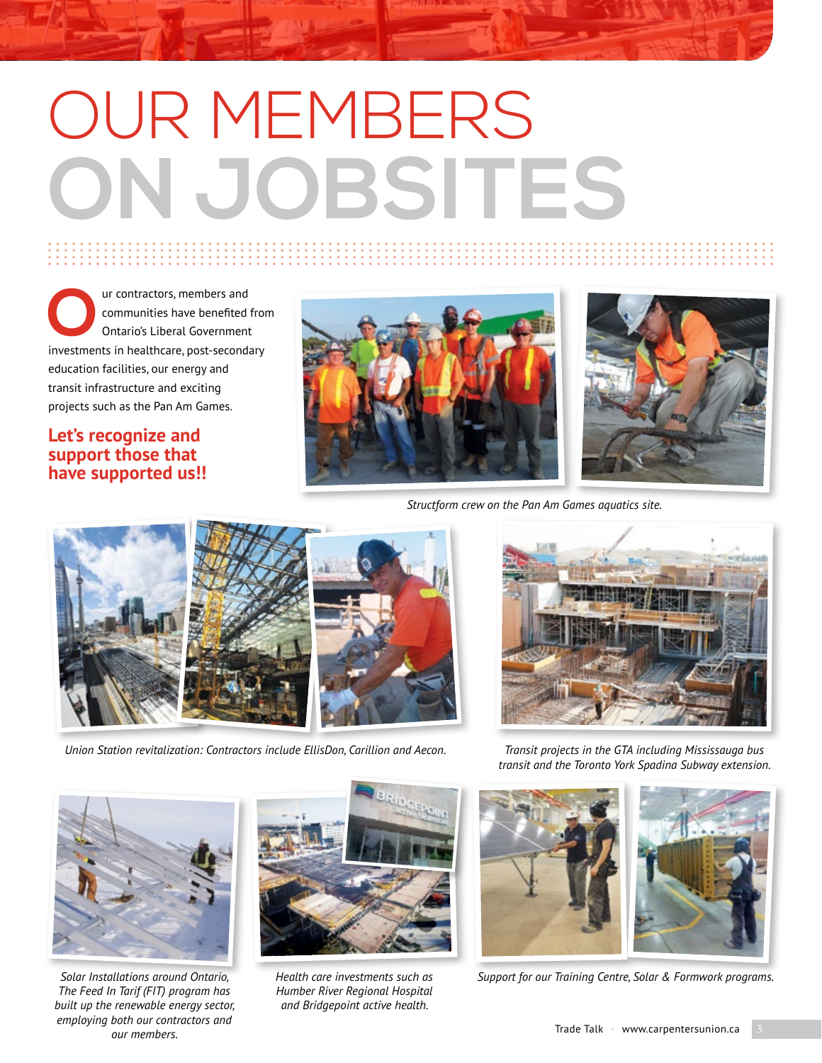# OUR MEMBERS ON JOBSITES

Our contractors, members and communities have benefited from Ontario's Liberal Government investments in healthcare, post-secondary education facilities, our energy and transit infrastructure and exciting projects such as the Pan Am Games.

**Let's recognize and support those that have supported us!!**

*Structform crew on the Pan Am Games aquatics site.*

*Union Station revitalization: Contractors include EllisDon, Carillion and Aecon.*

*Transit projects in the GTA including Mississauga bus transit and the Toronto York Spadina Subway extension.*

*Solar Installations around Ontario, The Feed In Tarif (FIT) program has built up the renewable energy sector, employing both our contractors and our members.*

*Health care investments such as Humber River Regional Hospital and Bridgepoint active health.*

*Support for our Training Centre, Solar & Formwork programs.*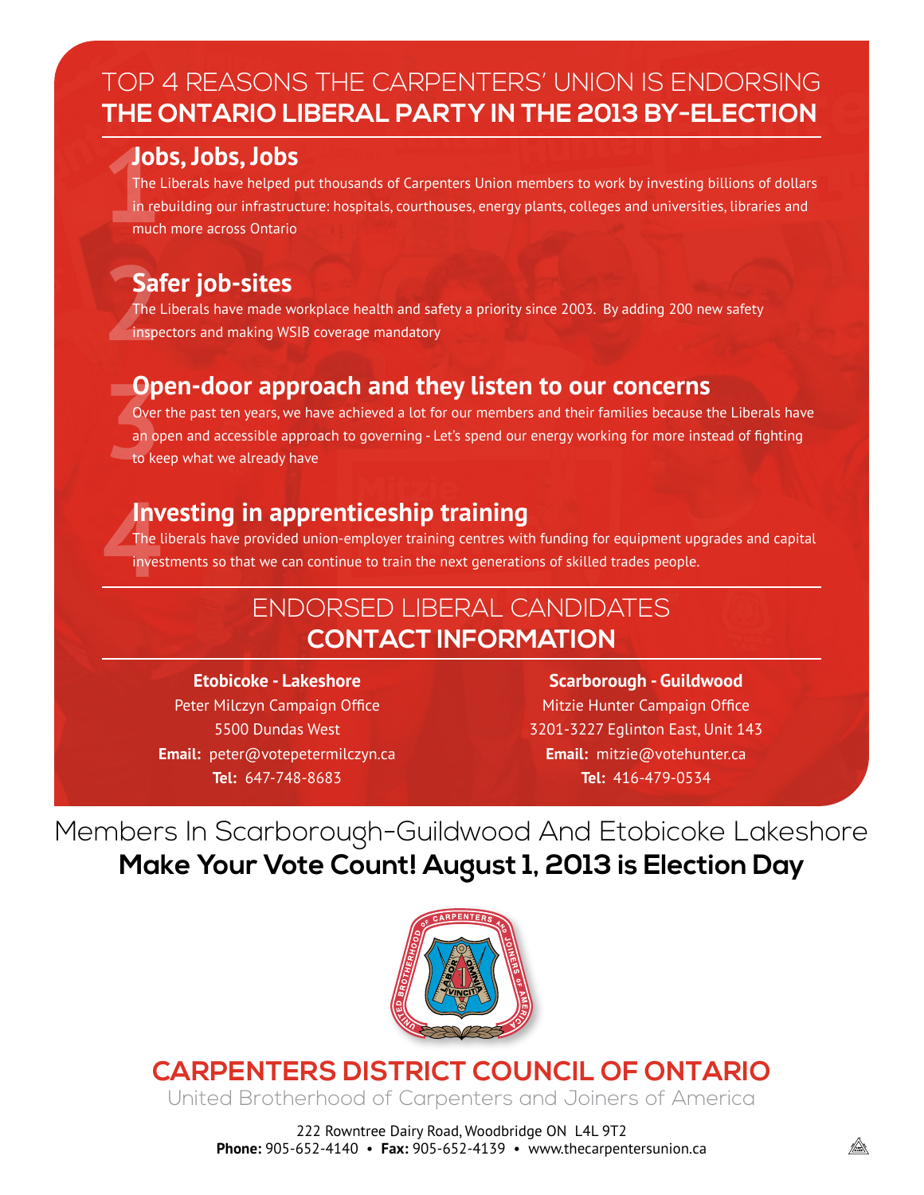# TOP 4 REASONS THE CARPENTERS' UNION IS ENDORSING **THE ONTARIO LIBERAL PARTY IN THE 2013 BY-ELECTION**

## 1 Jobs, Jobs, Jobs

The Liberals have helped put thousands of Carpenters Union members to work by investing billions of dollars in rebuilding our infrastructure: hospitals, courthouses, energy plants, colleges and universities, libraries and much more across Ontario

## 2 Safer job-sites

The Liberals have made workplace health and safety a priority since 2003. By adding 200 new safety inspectors and making WSIB coverage mandatory

## 3 Open-door approach and they listen to our concerns

Over the past ten years, we have achieved a lot for our members and their families because the Liberals have an open and accessible approach to governing - Let's spend our energy working for more instead of fighting to keep what we already have

## 4 Investing in apprenticeship training

The liberals have provided union-employer training centres with funding for equipment upgrades and capital investments so that we can continue to train the next generations of skilled trades people.

## ENDORSED LIBERAL CANDIDATES **CONTACT INFORMATION**

**Etobicoke - Lakeshore**
Peter Milczyn Campaign Office
5500 Dundas West
**Email:** peter@votepetermilczyn.ca
**Tel:** 647-748-8683

**Scarborough - Guildwood**
Mitzie Hunter Campaign Office
3201-3227 Eglinton East, Unit 143
**Email:** mitzie@votehunter.ca
**Tel:** 416-479-0534

Members In Scarborough-Guildwood And Etobicoke Lakeshore
**Make Your Vote Count! August 1, 2013 is Election Day**

# CARPENTERS DISTRICT COUNCIL OF ONTARIO

United Brotherhood of Carpenters and Joiners of America

222 Rowntree Dairy Road, Woodbridge ON L4L 9T2
**Phone:** 905-652-4140 • **Fax:** 905-652-4139 • www.thecarpentersunion.ca